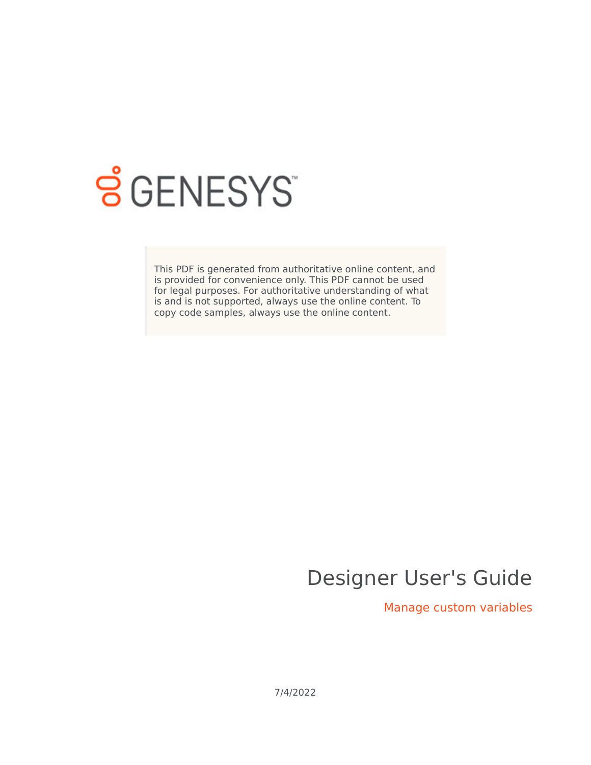GENESYS

This PDF is generated from authoritative online content, and is provided for convenience only. This PDF cannot be used for legal purposes. For authoritative understanding of what is and is not supported, always use the online content. To copy code samples, always use the online content.

# Designer User's Guide

## Manage custom variables

7/4/2022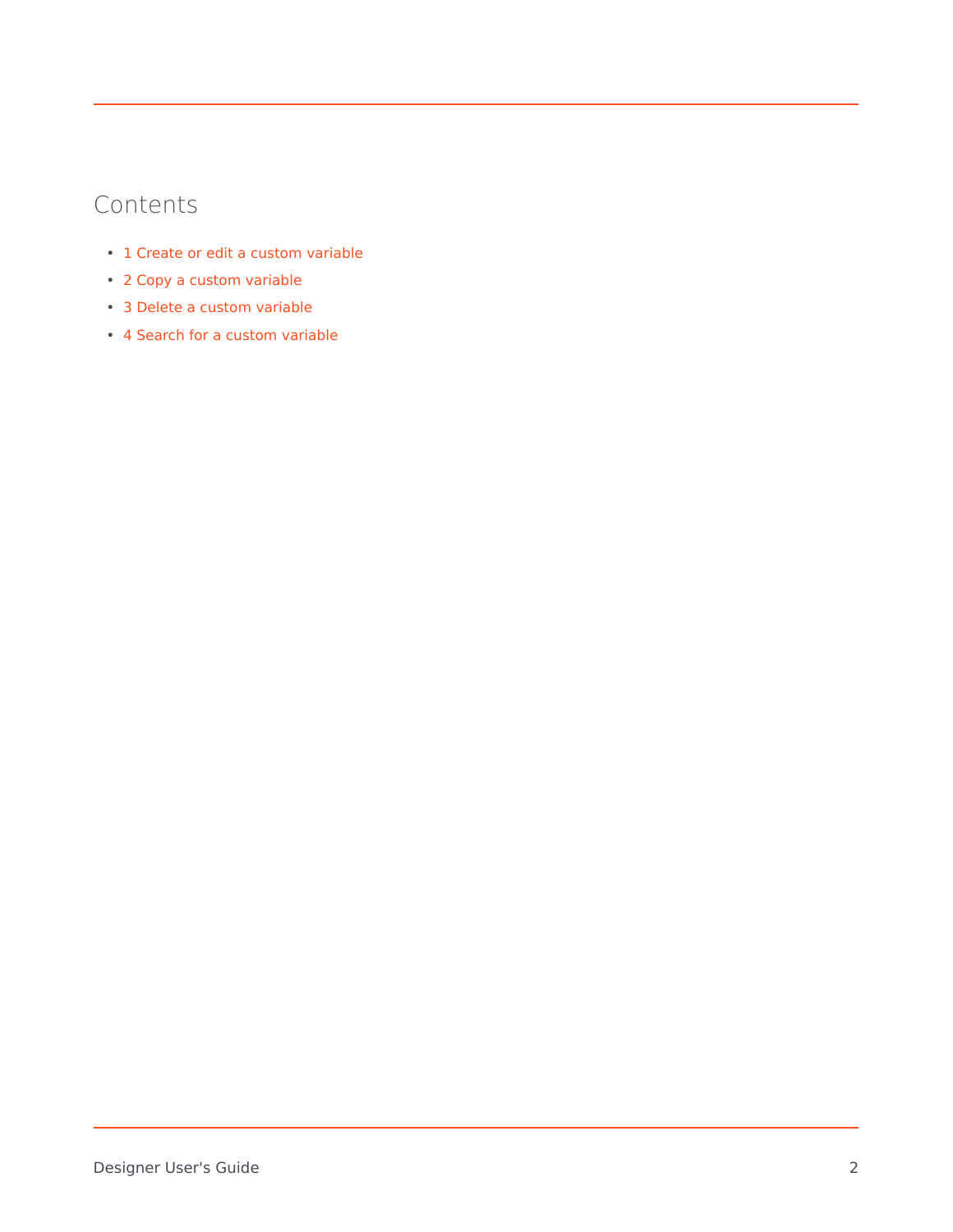# Contents

- 1 Create or edit a custom variable
- 2 Copy a custom variable
- 3 Delete a custom variable
- 4 Search for a custom variable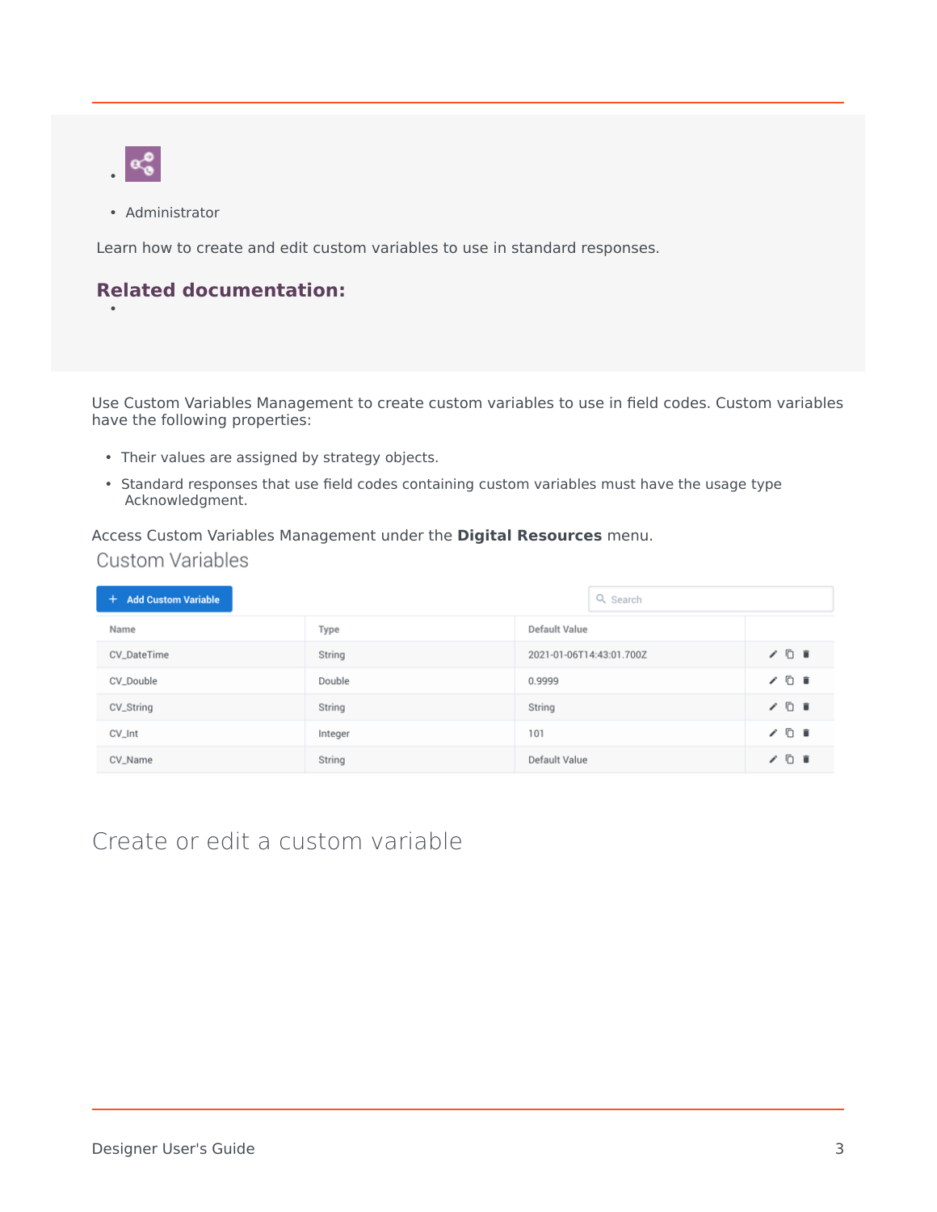- 
- Administrator

Learn how to create and edit custom variables to use in standard responses.

**Related documentation:**

- 

Use Custom Variables Management to create custom variables to use in field codes. Custom variables have the following properties:

- Their values are assigned by strategy objects.
- Standard responses that use field codes containing custom variables must have the usage type Acknowledgment.

Access Custom Variables Management under the **Digital Resources** menu.

Custom Variables

| Name | Type | Default Value |
|---|---|---|
| CV_DateTime | String | 2021-01-06T14:43:01.700Z |
| CV_Double | Double | 0.9999 |
| CV_String | String | String |
| CV_Int | Integer | 101 |
| CV_Name | String | Default Value |

## Create or edit a custom variable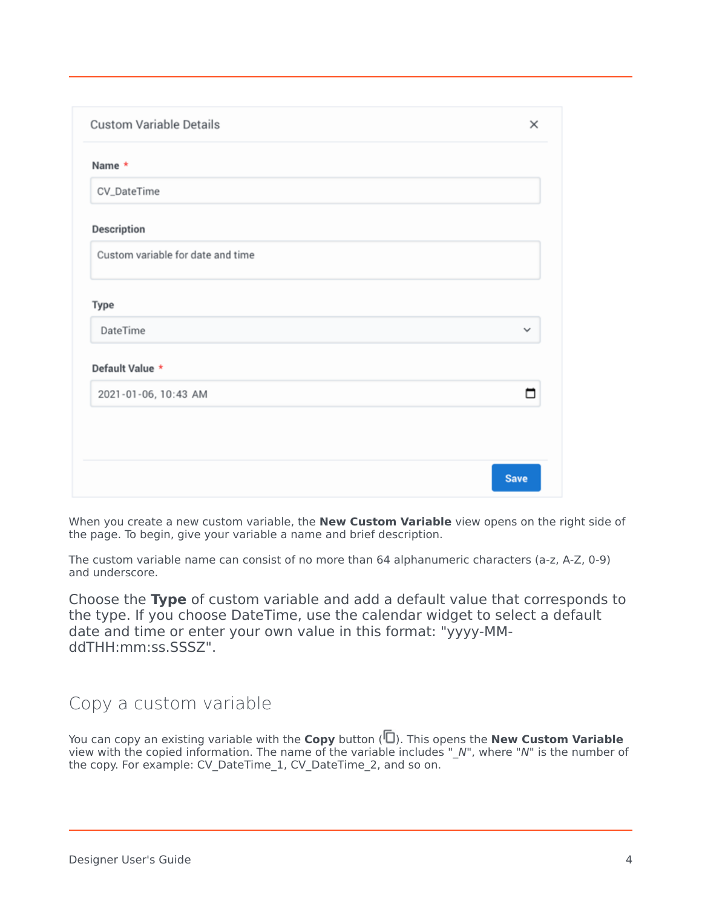When you create a new custom variable, the **New Custom Variable** view opens on the right side of the page. To begin, give your variable a name and brief description.

The custom variable name can consist of no more than 64 alphanumeric characters (a-z, A-Z, 0-9) and underscore.

Choose the **Type** of custom variable and add a default value that corresponds to the type. If you choose DateTime, use the calendar widget to select a default date and time or enter your own value in this format: "yyyy-MM-ddTHH:mm:ss.SSSZ".

## Copy a custom variable

You can copy an existing variable with the **Copy** button (). This opens the **New Custom Variable** view with the copied information. The name of the variable includes "_*N*", where "*N*" is the number of the copy. For example: CV_DateTime_1, CV_DateTime_2, and so on.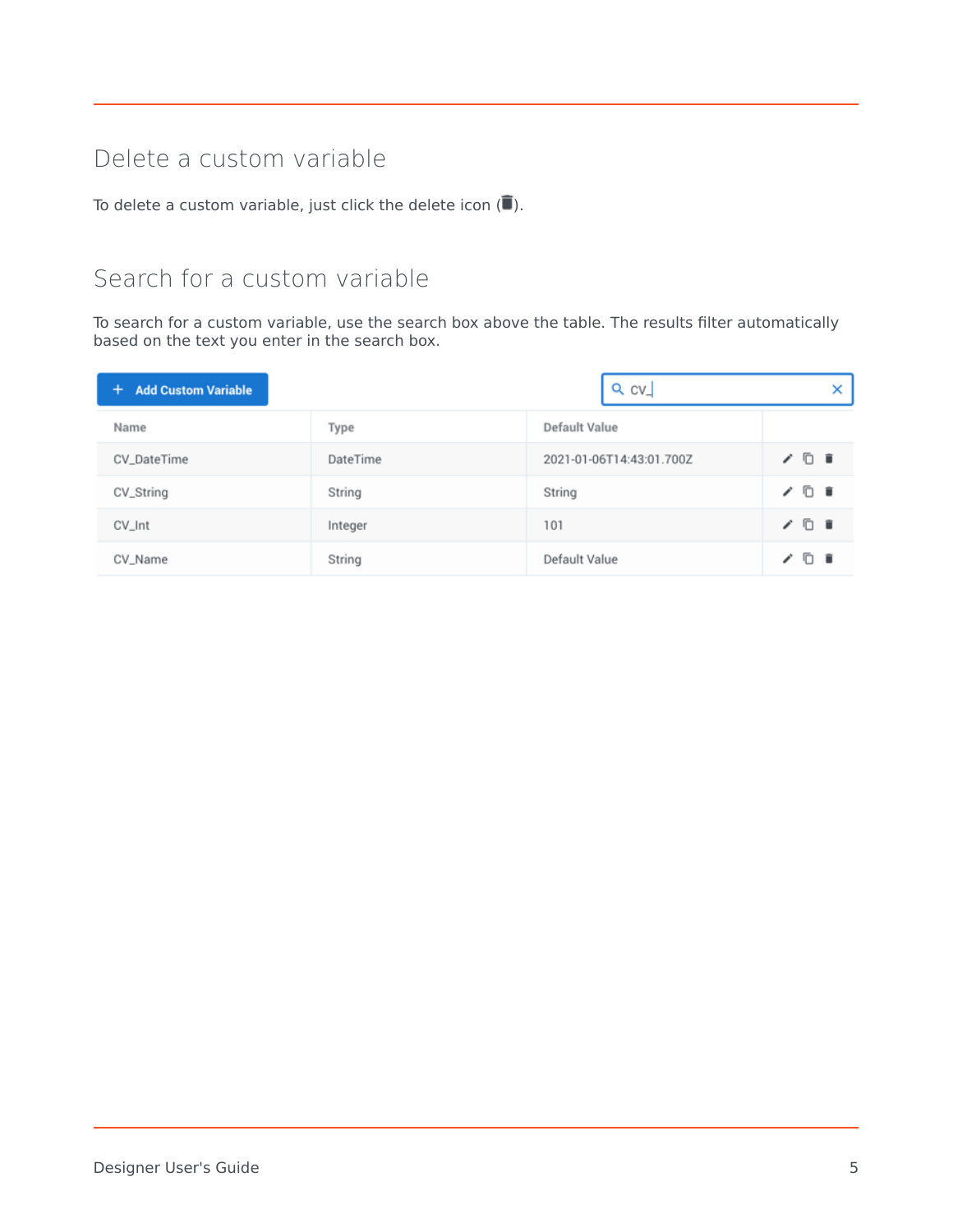## Delete a custom variable

To delete a custom variable, just click the delete icon (🗑).

## Search for a custom variable

To search for a custom variable, use the search box above the table. The results filter automatically based on the text you enter in the search box.

+ Add Custom Variable

cv_

| Name | Type | Default Value | |
|---|---|---|---|
| CV_DateTime | DateTime | 2021-01-06T14:43:01.700Z | |
| CV_String | String | String | |
| CV_Int | Integer | 101 | |
| CV_Name | String | Default Value | |